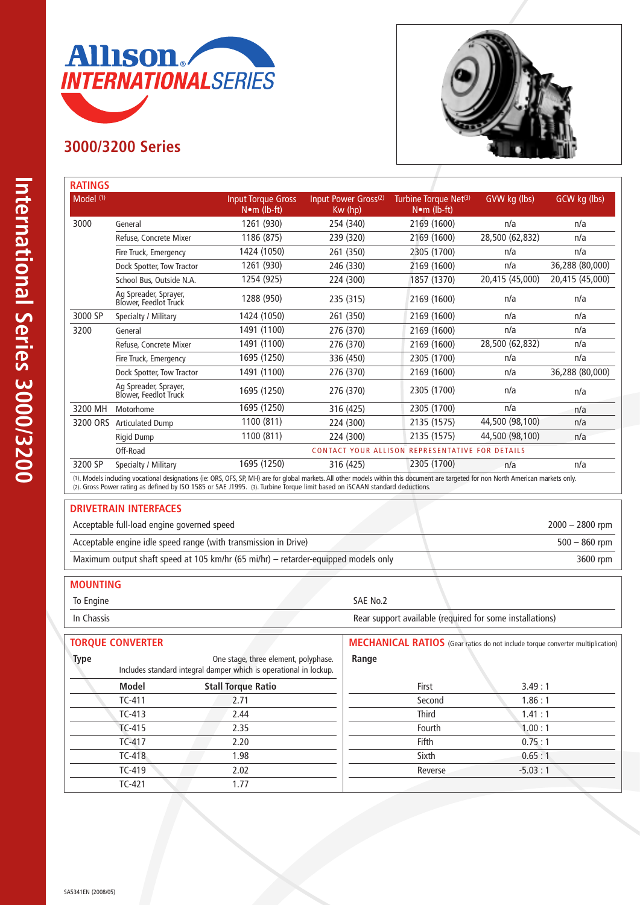# Allison INTERNATIONAL SERIES

## 3000/3200 Series

### RATINGS

| Model [1] | | Input Torque Gross N•m (lb-ft) | Input Power Gross[2] Kw (hp) | Turbine Torque Net[3] N•m (lb-ft) | GVW kg (lbs) | GCW kg (lbs) |
|---|---|---|---|---|---|---|
| 3000 | General | 1261 (930) | 254 (340) | 2169 (1600) | n/a | n/a |
| | Refuse, Concrete Mixer | 1186 (875) | 239 (320) | 2169 (1600) | 28,500 (62,832) | n/a |
| | Fire Truck, Emergency | 1424 (1050) | 261 (350) | 2305 (1700) | n/a | n/a |
| | Dock Spotter, Tow Tractor | 1261 (930) | 246 (330) | 2169 (1600) | n/a | 36,288 (80,000) |
| | School Bus, Outside N.A. | 1254 (925) | 224 (300) | 1857 (1370) | 20,415 (45,000) | 20,415 (45,000) |
| | Ag Spreader, Sprayer, Blower, Feedlot Truck | 1288 (950) | 235 (315) | 2169 (1600) | n/a | n/a |
| 3000 SP | Specialty / Military | 1424 (1050) | 261 (350) | 2169 (1600) | n/a | n/a |
| 3200 | General | 1491 (1100) | 276 (370) | 2169 (1600) | n/a | n/a |
| | Refuse, Concrete Mixer | 1491 (1100) | 276 (370) | 2169 (1600) | 28,500 (62,832) | n/a |
| | Fire Truck, Emergency | 1695 (1250) | 336 (450) | 2305 (1700) | n/a | n/a |
| | Dock Spotter, Tow Tractor | 1491 (1100) | 276 (370) | 2169 (1600) | n/a | 36,288 (80,000) |
| | Ag Spreader, Sprayer, Blower, Feedlot Truck | 1695 (1250) | 276 (370) | 2305 (1700) | n/a | n/a |
| 3200 MH | Motorhome | 1695 (1250) | 316 (425) | 2305 (1700) | n/a | n/a |
| 3200 ORS | Articulated Dump | 1100 (811) | 224 (300) | 2135 (1575) | 44,500 (98,100) | n/a |
| | Rigid Dump | 1100 (811) | 224 (300) | 2135 (1575) | 44,500 (98,100) | n/a |
| | Off-Road | CONTACT YOUR ALLISON REPRESENTATIVE FOR DETAILS | | | | |
| 3200 SP | Specialty / Military | 1695 (1250) | 316 (425) | 2305 (1700) | n/a | n/a |

(1). Models including vocational designations (ie: ORS, OFS, SP, MH) are for global markets. All other models within this document are targeted for non North American markets only.
(2). Gross Power rating as defined by ISO 1585 or SAE J1995. (3). Turbine Torque limit based on iSCAAN standard deductions.

### DRIVETRAIN INTERFACES

| | |
|---|---|
| Acceptable full-load engine governed speed | 2000 – 2800 rpm |
| Acceptable engine idle speed range (with transmission in Drive) | 500 – 860 rpm |
| Maximum output shaft speed at 105 km/hr (65 mi/hr) – retarder-equipped models only | 3600 rpm |

### MOUNTING

| | |
|---|---|
| To Engine | SAE No.2 |
| In Chassis | Rear support available (required for some installations) |

### TORQUE CONVERTER

**Type** One stage, three element, polyphase. Includes standard integral damper which is operational in lockup.

| Model | Stall Torque Ratio |
|---|---|
| TC-411 | 2.71 |
| TC-413 | 2.44 |
| TC-415 | 2.35 |
| TC-417 | 2.20 |
| TC-418 | 1.98 |
| TC-419 | 2.02 |
| TC-421 | 1.77 |

### MECHANICAL RATIOS (Gear ratios do not include torque converter multiplication)

**Range**

| | |
|---|---|
| First | 3.49 : 1 |
| Second | 1.86 : 1 |
| Third | 1.41 : 1 |
| Fourth | 1.00 : 1 |
| Fifth | 0.75 : 1 |
| Sixth | 0.65 : 1 |
| Reverse | -5.03 : 1 |

SA5341EN (2008/05)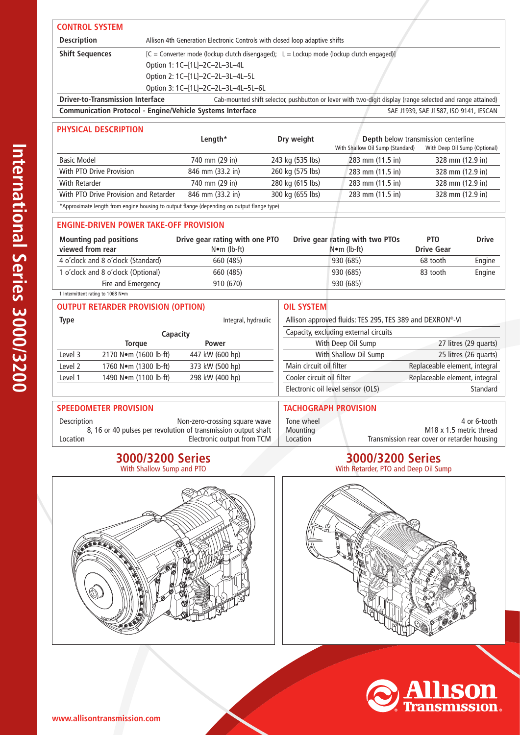## CONTROL SYSTEM

| | |
|---|---|
| **Description** | Allison 4th Generation Electronic Controls with closed loop adaptive shifts |
| **Shift Sequences** | [C = Converter mode (lockup clutch disengaged); L = Lockup mode (lockup clutch engaged)]<br>Option 1: 1C–[1L]–2C–2L–3L–4L<br>Option 2: 1C–[1L]–2C–2L–3L–4L–5L<br>Option 3: 1C–[1L]–2C–2L–3L–4L–5L–6L |
| **Driver-to-Transmission Interface** | Cab-mounted shift selector, pushbutton or lever with two-digit display (range selected and range attained) |
| **Communication Protocol - Engine/Vehicle Systems Interface** | SAE J1939, SAE J1587, ISO 9141, IESCAN |

## PHYSICAL DESCRIPTION

| | Length* | Dry weight | Depth below transmission centerline: With Shallow Oil Sump (Standard) | Depth below transmission centerline: With Deep Oil Sump (Optional) |
|---|---|---|---|---|
| Basic Model | 740 mm (29 in) | 243 kg (535 lbs) | 283 mm (11.5 in) | 328 mm (12.9 in) |
| With PTO Drive Provision | 846 mm (33.2 in) | 260 kg (575 lbs) | 283 mm (11.5 in) | 328 mm (12.9 in) |
| With Retarder | 740 mm (29 in) | 280 kg (615 lbs) | 283 mm (11.5 in) | 328 mm (12.9 in) |
| With PTO Drive Provision and Retarder | 846 mm (33.2 in) | 300 kg (655 lbs) | 283 mm (11.5 in) | 328 mm (12.9 in) |

*Approximate length from engine housing to output flange (depending on output flange type)

## ENGINE-DRIVEN POWER TAKE-OFF PROVISION

| Mounting pad positions viewed from rear | Drive gear rating with one PTO N•m (lb-ft) | Drive gear rating with two PTOs N•m (lb-ft) | PTO Drive Gear | Drive |
|---|---|---|---|---|
| 4 o'clock and 8 o'clock (Standard) | 660 (485) | 930 (685) | 68 tooth | Engine |
| 1 o'clock and 8 o'clock (Optional) | 660 (485) | 930 (685) | 83 tooth | Engine |
| Fire and Emergency | 910 (670) | 930 (685)[1] | | |

1 Intermittent rating to 1068 N•m

## OUTPUT RETARDER PROVISION (OPTION)

**Type**: Integral, hydraulic

| Capacity | Torque | Power |
|---|---|---|
| Level 3 | 2170 N•m (1600 lb-ft) | 447 kW (600 hp) |
| Level 2 | 1760 N•m (1300 lb-ft) | 373 kW (500 hp) |
| Level 1 | 1490 N•m (1100 lb-ft) | 298 kW (400 hp) |

## OIL SYSTEM

Allison approved fluids: TES 295, TES 389 and DEXRON®-VI

| | |
|---|---|
| Capacity, excluding external circuits | |
| With Deep Oil Sump | 27 litres (29 quarts) |
| With Shallow Oil Sump | 25 litres (26 quarts) |
| Main circuit oil filter | Replaceable element, integral |
| Cooler circuit oil filter | Replaceable element, integral |
| Electronic oil level sensor (OLS) | Standard |

## SPEEDOMETER PROVISION

| | |
|---|---|
| Description | Non-zero-crossing square wave<br>8, 16 or 40 pulses per revolution of transmission output shaft |
| Location | Electronic output from TCM |

## TACHOGRAPH PROVISION

| | |
|---|---|
| Tone wheel | 4 or 6-tooth |
| Mounting | M18 x 1.5 metric thread |
| Location | Transmission rear cover or retarder housing |

**3000/3200 Series**
With Shallow Sump and PTO

**3000/3200 Series**
With Retarder, PTO and Deep Oil Sump

Allison Transmission

www.allisontransmission.com